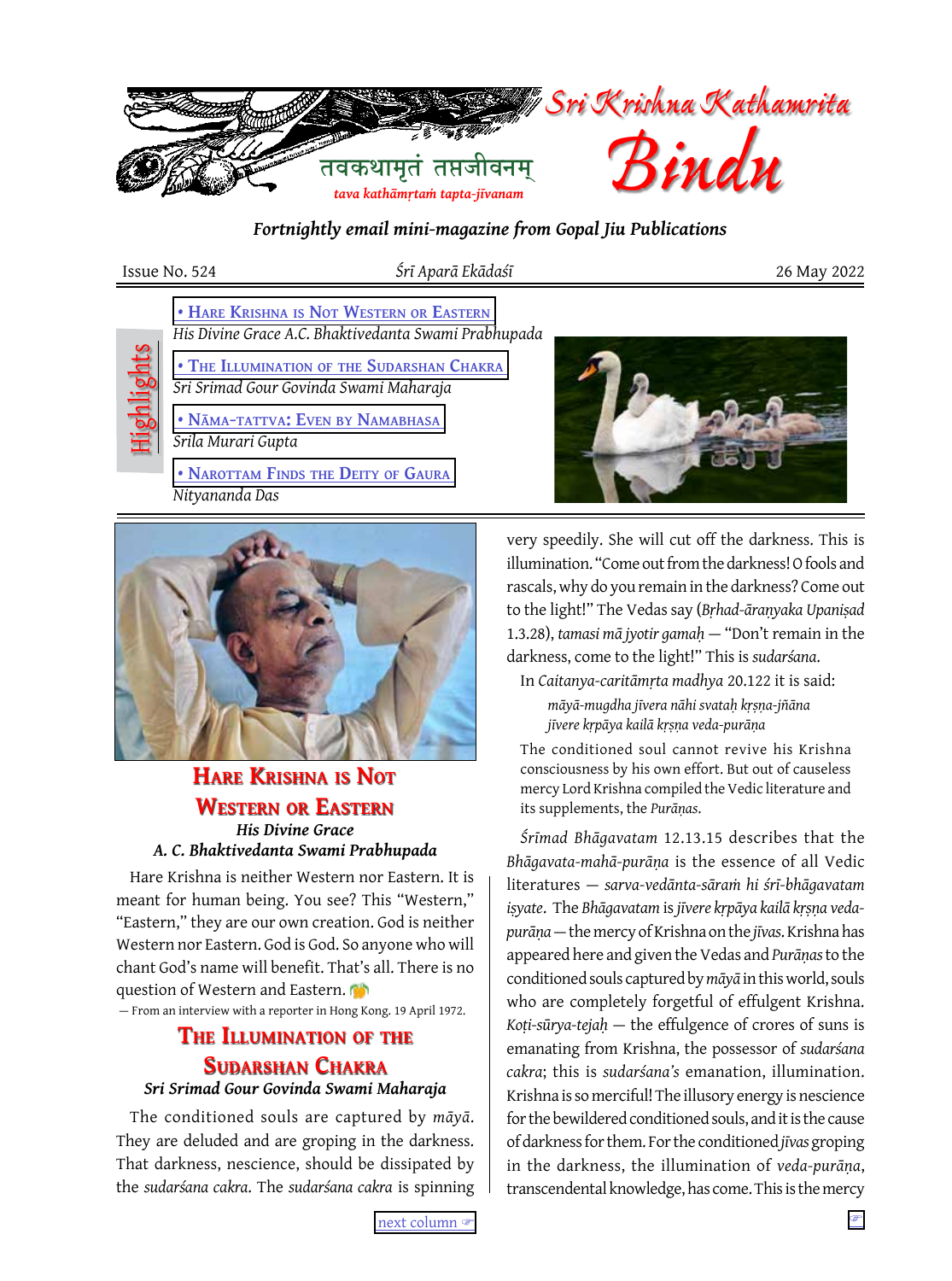# Sri Krishna Kathamrita Bindu

तवकथामृतं तप्तजीवनम्

*tava kathāmṛtaṁ tapta-jīvanam*

***Fortnightly email mini-magazine from Gopal Jiu Publications***

Issue No. 524 — *Śrī Aparā Ekādaśī* — 26 May 2022

**Highlights**

- **Hare Krishna is Not Western or Eastern**
  *His Divine Grace A.C. Bhaktivedanta Swami Prabhupada*
- **The Illumination of the Sudarshan Chakra**
  *Sri Srimad Gour Govinda Swami Maharaja*
- **Nāma-tattva: Even by Namabhasa**
  *Srila Murari Gupta*
- **Narottam Finds the Deity of Gaura**
  *Nityananda Das*

## Hare Krishna is Not Western or Eastern

***His Divine Grace A. C. Bhaktivedanta Swami Prabhupada***

Hare Krishna is neither Western nor Eastern. It is meant for human being. You see? This "Western," "Eastern," they are our own creation. God is neither Western nor Eastern. God is God. So anyone who will chant God's name will benefit. That's all. There is no question of Western and Eastern.

— From an interview with a reporter in Hong Kong. 19 April 1972.

## The Illumination of the Sudarshan Chakra

***Sri Srimad Gour Govinda Swami Maharaja***

The conditioned souls are captured by *māyā*. They are deluded and are groping in the darkness. That darkness, nescience, should be dissipated by the *sudarśana cakra*. The *sudarśana cakra* is spinning very speedily. She will cut off the darkness. This is illumination. "Come out from the darkness! O fools and rascals, why do you remain in the darkness? Come out to the light!" The Vedas say (*Bṛhad-āraṇyaka Upaniṣad* 1.3.28), *tamasi mā jyotir gamaḥ* — "Don't remain in the darkness, come to the light!" This is *sudarśana*.

In *Caitanya-caritāmṛta madhya* 20.122 it is said:

> *māyā-mugdha jīvera nāhi svataḥ kṛṣṇa-jñāna*
> *jīvere kṛpāya kailā kṛṣṇa veda-purāṇa*
>
> The conditioned soul cannot revive his Krishna consciousness by his own effort. But out of causeless mercy Lord Krishna compiled the Vedic literature and its supplements, the *Purāṇas*.

*Śrīmad Bhāgavatam* 12.13.15 describes that the *Bhāgavata-mahā-purāṇa* is the essence of all Vedic literatures — *sarva-vedānta-sāraṁ hi śrī-bhāgavatam iṣyate*. The *Bhāgavatam* is *jīvere kṛpāya kailā kṛṣṇa veda-purāṇa* — the mercy of Krishna on the *jīvas*. Krishna has appeared here and given the Vedas and *Purāṇas* to the conditioned souls captured by *māyā* in this world, souls who are completely forgetful of effulgent Krishna. *Koṭi-sūrya-tejaḥ* — the effulgence of crores of suns is emanating from Krishna, the possessor of *sudarśana cakra*; this is *sudarśana's* emanation, illumination. Krishna is so merciful! The illusory energy is nescience for the bewildered conditioned souls, and it is the cause of darkness for them. For the conditioned *jīvas* groping in the darkness, the illumination of *veda-purāṇa*, transcendental knowledge, has come. This is the mercy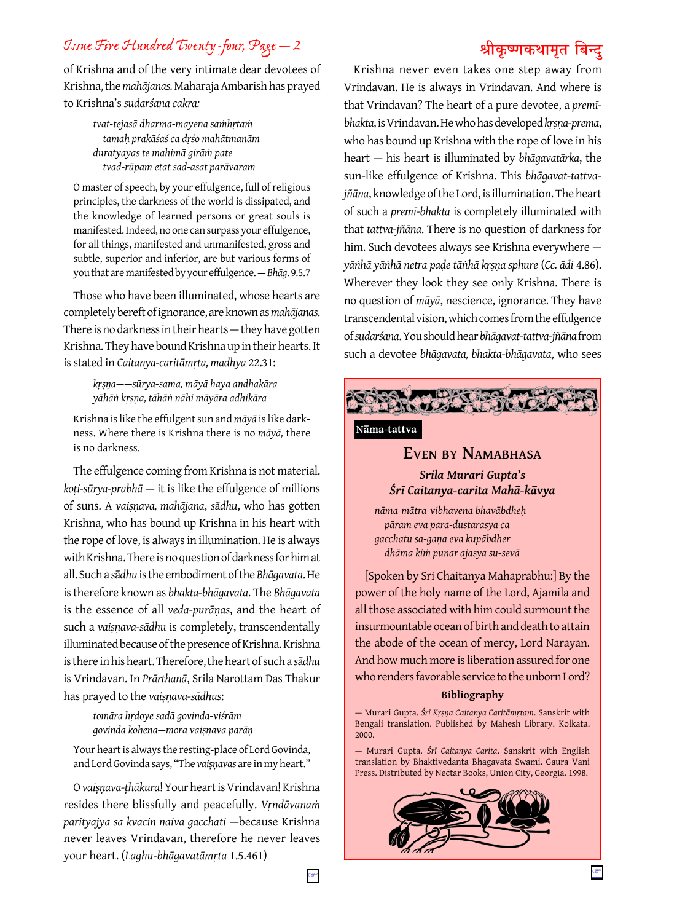of Krishna and of the very intimate dear devotees of Krishna, the *mahājanas.* Maharaja Ambarish has prayed to Krishna's *sudarśana cakra:*

> *tvat-tejasā dharma-mayena saṁhṛtaṁ*
> *tamaḥ prakāśaś ca dṛśo mahātmanām*
> *duratyayas te mahimā girāṁ pate*
> *tvad-rūpam etat sad-asat parāvaram*

O master of speech, by your effulgence, full of religious principles, the darkness of the world is dissipated, and the knowledge of learned persons or great souls is manifested. Indeed, no one can surpass your effulgence, for all things, manifested and unmanifested, gross and subtle, superior and inferior, are but various forms of you that are manifested by your effulgence. — *Bhāg.* 9.5.7

Those who have been illuminated, whose hearts are completely bereft of ignorance, are known as *mahājanas.* There is no darkness in their hearts — they have gotten Krishna. They have bound Krishna up in their hearts. It is stated in *Caitanya-caritāmṛta, madhya* 22.31:

> *kṛṣṇa——sūrya-sama, māyā haya andhakāra*
> *yāhāṅ kṛṣṇa, tāhāṅ nāhi māyāra adhikāra*

Krishna is like the effulgent sun and *māyā* is like darkness. Where there is Krishna there is no *māyā,* there is no darkness.

The effulgence coming from Krishna is not material. *koṭi-sūrya-prabhā* — it is like the effulgence of millions of suns. A *vaiṣṇava, mahājana, sādhu,* who has gotten Krishna, who has bound up Krishna in his heart with the rope of love, is always in illumination. He is always with Krishna. There is no question of darkness for him at all. Such a *sādhu* is the embodiment of the *Bhāgavata.* He is therefore known as *bhakta-bhāgavata.* The *Bhāgavata* is the essence of all *veda-purāṇas*, and the heart of such a *vaiṣṇava-sādhu* is completely, transcendentally illuminated because of the presence of Krishna. Krishna is there in his heart. Therefore, the heart of such a *sādhu* is Vrindavan. In *Prārthanā*, Srila Narottam Das Thakur has prayed to the *vaiṣṇava-sādhus*:

> *tomāra hṛdoye sadā govinda-viśrām*
> *govinda kohena—mora vaiṣṇava parāṇ*

Your heart is always the resting-place of Lord Govinda, and Lord Govinda says, "The *vaiṣṇavas* are in my heart."

O *vaiṣṇava-ṭhākura*! Your heart is Vrindavan! Krishna resides there blissfully and peacefully. *Vṛndāvanaṁ parityajya sa kvacin naiva gacchati* —because Krishna never leaves Vrindavan, therefore he never leaves your heart. (*Laghu-bhāgavatāmṛta* 1.5.461)

Krishna never even takes one step away from Vrindavan. He is always in Vrindavan. And where is that Vrindavan? The heart of a pure devotee, a *premī-bhakta*, is Vrindavan. He who has developed *kṛṣṇa-prema*, who has bound up Krishna with the rope of love in his heart — his heart is illuminated by *bhāgavatārka*, the sun-like effulgence of Krishna. This *bhāgavat-tattva-jñāna*, knowledge of the Lord, is illumination. The heart of such a *premī-bhakta* is completely illuminated with that *tattva-jñāna*. There is no question of darkness for him. Such devotees always see Krishna everywhere — *yāṅhā yāṅhā netra paḍe tāṅhā kṛṣṇa sphure* (*Cc. ādi* 4.86). Wherever they look they see only Krishna. There is no question of *māyā*, nescience, ignorance. They have transcendental vision, which comes from the effulgence of *sudarśana*. You should hear *bhāgavat-tattva-jñāna* from such a devotee *bhāgavata, bhakta-bhāgavata*, who sees

---

**Nāma-tattva**

## Even by Namabhasa

### *Srila Murari Gupta's Śrī Caitanya-carita Mahā-kāvya*

> *nāma-mātra-vibhavena bhavābdheḥ*
> *pāram eva para-dustarasya ca*
> *gacchatu sa-gaṇa eva kupābdher*
> *dhāma kiṁ punar ajasya su-sevā*

[Spoken by Sri Chaitanya Mahaprabhu:] By the power of the holy name of the Lord, Ajamila and all those associated with him could surmount the insurmountable ocean of birth and death to attain the abode of the ocean of mercy, Lord Narayan. And how much more is liberation assured for one who renders favorable service to the unborn Lord?

**Bibliography**

— Murari Gupta. *Śrī Kṛṣṇa Caitanya Caritāmṛtam.* Sanskrit with Bengali translation. Published by Mahesh Library. Kolkata. 2000.

— Murari Gupta. *Śrī Caitanya Carita.* Sanskrit with English translation by Bhaktivedanta Bhagavata Swami. Gaura Vani Press. Distributed by Nectar Books, Union City, Georgia. 1998.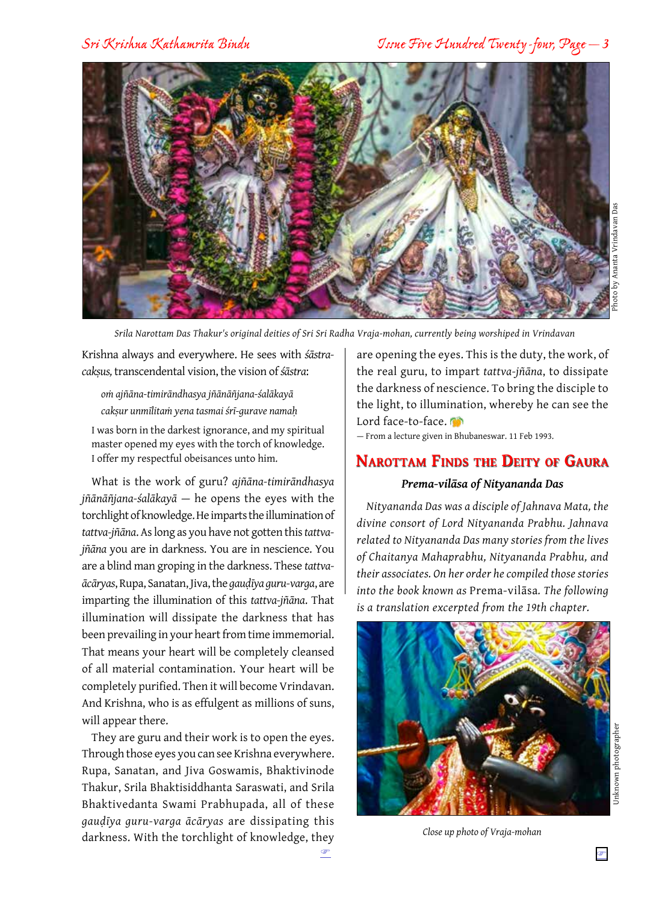Srila Narottam Das Thakur's original deities of Sri Sri Radha Vraja-mohan, currently being worshiped in Vrindavan

Photo by Ananta Vrindavan Das

Krishna always and everywhere. He sees with *śāstra-cakṣus,* transcendental vision, the vision of *śāstra*:

> *oṁ ajñāna-timirāndhasya jñānāñjana-śalākayā*
> *cakṣur unmīlitaṁ yena tasmai śrī-gurave namaḥ*
>
> I was born in the darkest ignorance, and my spiritual master opened my eyes with the torch of knowledge. I offer my respectful obeisances unto him.

What is the work of guru? *ajñāna-timirāndhasya jñānāñjana-śalākayā* — he opens the eyes with the torchlight of knowledge. He imparts the illumination of *tattva-jñāna*. As long as you have not gotten this *tattva-jñāna* you are in darkness. You are in nescience. You are a blind man groping in the darkness. These *tattva-ācāryas*, Rupa, Sanatan, Jiva, the *gauḍīya guru-varga*, are imparting the illumination of this *tattva-jñāna*. That illumination will dissipate the darkness that has been prevailing in your heart from time immemorial. That means your heart will be completely cleansed of all material contamination. Your heart will be completely purified. Then it will become Vrindavan. And Krishna, who is as effulgent as millions of suns, will appear there.

They are guru and their work is to open the eyes. Through those eyes you can see Krishna everywhere. Rupa, Sanatan, and Jiva Goswamis, Bhaktivinode Thakur, Srila Bhaktisiddhanta Saraswati, and Srila Bhaktivedanta Swami Prabhupada, all of these *gauḍīya guru-varga ācāryas* are dissipating this darkness. With the torchlight of knowledge, they are opening the eyes. This is the duty, the work, of the real guru, to impart *tattva-jñāna*, to dissipate the darkness of nescience. To bring the disciple to the light, to illumination, whereby he can see the Lord face-to-face.

— From a lecture given in Bhubaneswar. 11 Feb 1993.

## Narottam Finds the Deity of Gaura

### *Prema-vilāsa of Nityananda Das*

*Nityananda Das was a disciple of Jahnava Mata, the divine consort of Lord Nityananda Prabhu. Jahnava related to Nityananda Das many stories from the lives of Chaitanya Mahaprabhu, Nityananda Prabhu, and their associates. On her order he compiled those stories into the book known as* Prema-vilāsa*. The following is a translation excerpted from the 19th chapter.*

Close up photo of Vraja-mohan

Unknown photographer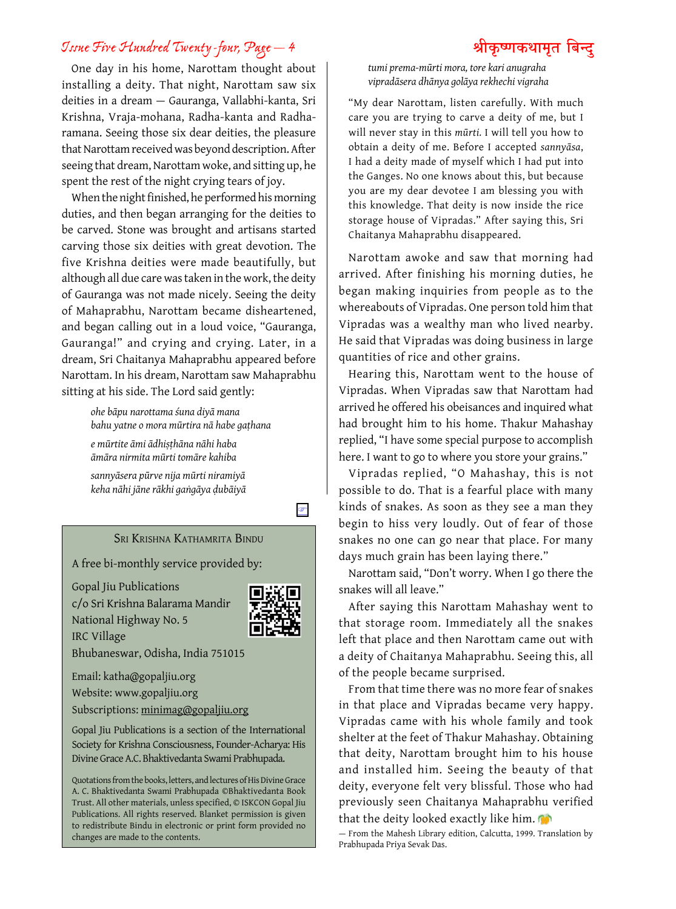One day in his home, Narottam thought about installing a deity. That night, Narottam saw six deities in a dream — Gauranga, Vallabhi-kanta, Sri Krishna, Vraja-mohana, Radha-kanta and Radha-ramana. Seeing those six dear deities, the pleasure that Narottam received was beyond description. After seeing that dream, Narottam woke, and sitting up, he spent the rest of the night crying tears of joy.

When the night finished, he performed his morning duties, and then began arranging for the deities to be carved. Stone was brought and artisans started carving those six deities with great devotion. The five Krishna deities were made beautifully, but although all due care was taken in the work, the deity of Gauranga was not made nicely. Seeing the deity of Mahaprabhu, Narottam became disheartened, and began calling out in a loud voice, "Gauranga, Gauranga!" and crying and crying. Later, in a dream, Sri Chaitanya Mahaprabhu appeared before Narottam. In his dream, Narottam saw Mahaprabhu sitting at his side. The Lord said gently:

*ohe bāpu narottama śuna diyā mana*
*bahu yatne o mora mūrtira nā habe gaṭhana*

*e mūrtite āmi ādhiṣṭhāna nāhi haba*
*āmāra nirmita mūrti tomāre kahiba*

*sannyāsera pūrve nija mūrti niramiyā*
*keha nāhi jāne rākhi gaṅgāya ḍubāiyā*

*tumi prema-mūrti mora, tore kari anugraha*
*vipradāsera dhānya golāya rekhechi vigraha*

"My dear Narottam, listen carefully. With much care you are trying to carve a deity of me, but I will never stay in this *mūrti.* I will tell you how to obtain a deity of me. Before I accepted *sannyāsa*, I had a deity made of myself which I had put into the Ganges. No one knows about this, but because you are my dear devotee I am blessing you with this knowledge. That deity is now inside the rice storage house of Vipradas." After saying this, Sri Chaitanya Mahaprabhu disappeared.

Narottam awoke and saw that morning had arrived. After finishing his morning duties, he began making inquiries from people as to the whereabouts of Vipradas. One person told him that Vipradas was a wealthy man who lived nearby. He said that Vipradas was doing business in large quantities of rice and other grains.

Hearing this, Narottam went to the house of Vipradas. When Vipradas saw that Narottam had arrived he offered his obeisances and inquired what had brought him to his home. Thakur Mahashay replied, "I have some special purpose to accomplish here. I want to go to where you store your grains."

Vipradas replied, "O Mahashay, this is not possible to do. That is a fearful place with many kinds of snakes. As soon as they see a man they begin to hiss very loudly. Out of fear of those snakes no one can go near that place. For many days much grain has been laying there."

Narottam said, "Don't worry. When I go there the snakes will all leave."

After saying this Narottam Mahashay went to that storage room. Immediately all the snakes left that place and then Narottam came out with a deity of Chaitanya Mahaprabhu. Seeing this, all of the people became surprised.

From that time there was no more fear of snakes in that place and Vipradas became very happy. Vipradas came with his whole family and took shelter at the feet of Thakur Mahashay. Obtaining that deity, Narottam brought him to his house and installed him. Seeing the beauty of that deity, everyone felt very blissful. Those who had previously seen Chaitanya Mahaprabhu verified that the deity looked exactly like him.

— From the Mahesh Library edition, Calcutta, 1999. Translation by Prabhupada Priya Sevak Das.

---

**Sri Krishna Kathamrita Bindu**

A free bi-monthly service provided by:

Gopal Jiu Publications
c/o Sri Krishna Balarama Mandir
National Highway No. 5
IRC Village
Bhubaneswar, Odisha, India 751015

Email: katha@gopaljiu.org
Website: www.gopaljiu.org
Subscriptions: minimag@gopaljiu.org

Gopal Jiu Publications is a section of the International Society for Krishna Consciousness, Founder-Acharya: His Divine Grace A.C. Bhaktivedanta Swami Prabhupada.

Quotations from the books, letters, and lectures of His Divine Grace A. C. Bhaktivedanta Swami Prabhupada ©Bhaktivedanta Book Trust. All other materials, unless specified, © ISKCON Gopal Jiu Publications. All rights reserved. Blanket permission is given to redistribute Bindu in electronic or print form provided no changes are made to the contents.